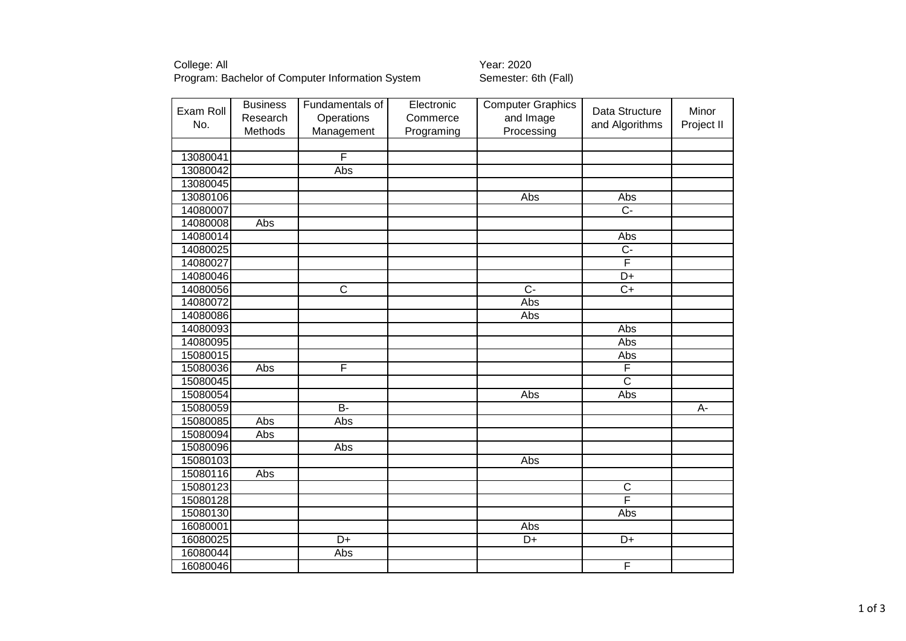College: All
Program: Bachelor of Computer Information System

Year: 2020
Semester: 6th (Fall)

| Exam Roll No. | Business Research Methods | Fundamentals of Operations Management | Electronic Commerce Programing | Computer Graphics and Image Processing | Data Structure and Algorithms | Minor Project II |
|---|---|---|---|---|---|---|
| | | | | | | |
| 13080041 | | F | | | | |
| 13080042 | | Abs | | | | |
| 13080045 | | | | | | |
| 13080106 | | | | Abs | Abs | |
| 14080007 | | | | | C- | |
| 14080008 | Abs | | | | | |
| 14080014 | | | | | Abs | |
| 14080025 | | | | | C- | |
| 14080027 | | | | | F | |
| 14080046 | | | | | D+ | |
| 14080056 | | C | | C- | C+ | |
| 14080072 | | | | Abs | | |
| 14080086 | | | | Abs | | |
| 14080093 | | | | | Abs | |
| 14080095 | | | | | Abs | |
| 15080015 | | | | | Abs | |
| 15080036 | Abs | F | | | F | |
| 15080045 | | | | | C | |
| 15080054 | | | | Abs | Abs | |
| 15080059 | | B- | | | | A- |
| 15080085 | Abs | Abs | | | | |
| 15080094 | Abs | | | | | |
| 15080096 | | Abs | | | | |
| 15080103 | | | | Abs | | |
| 15080116 | Abs | | | | | |
| 15080123 | | | | | C | |
| 15080128 | | | | | F | |
| 15080130 | | | | | Abs | |
| 16080001 | | | | Abs | | |
| 16080025 | | D+ | | D+ | D+ | |
| 16080044 | | Abs | | | | |
| 16080046 | | | | | F | |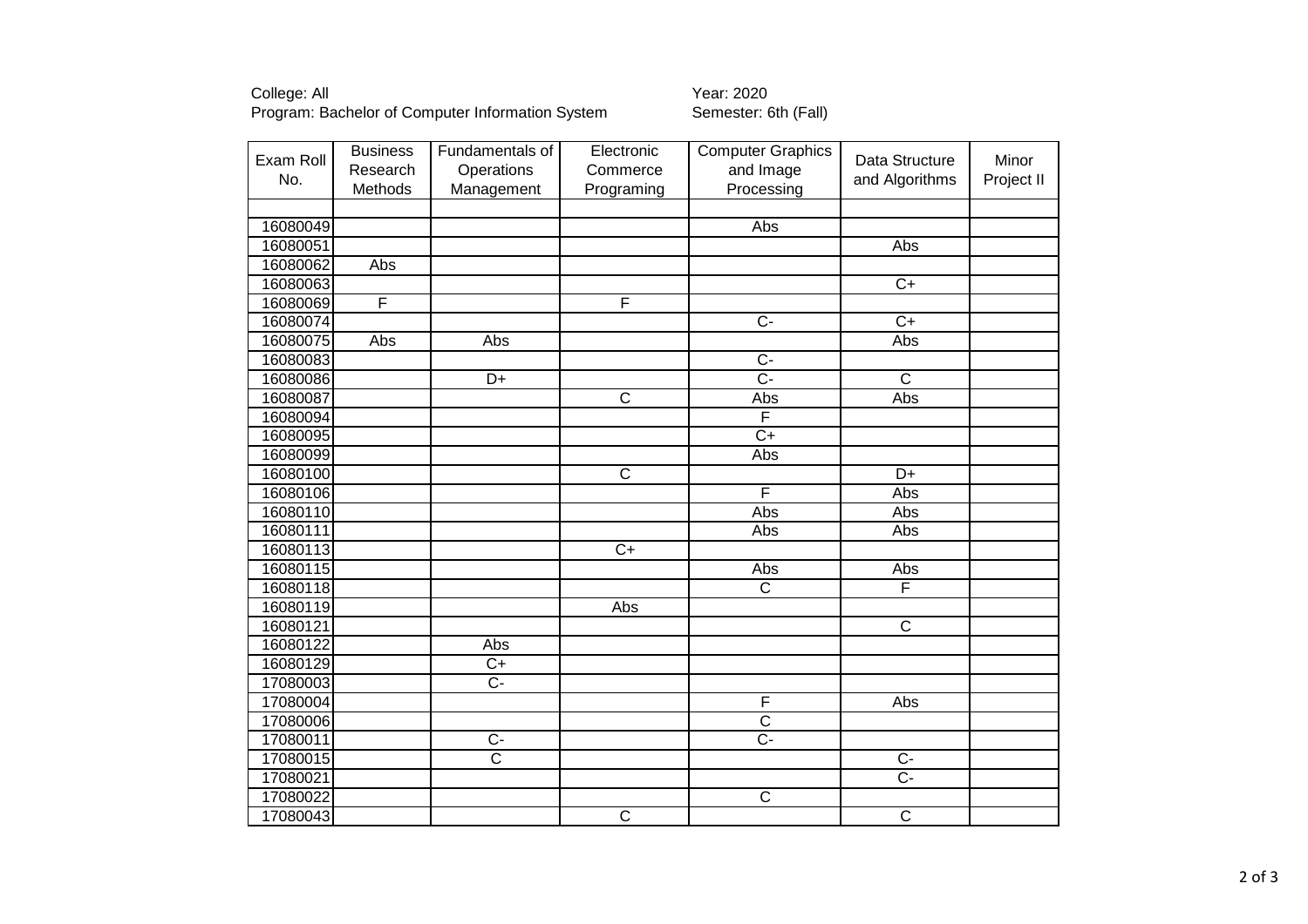College: All
Program: Bachelor of Computer Information System

Year: 2020
Semester: 6th (Fall)

| Exam Roll No. | Business Research Methods | Fundamentals of Operations Management | Electronic Commerce Programing | Computer Graphics and Image Processing | Data Structure and Algorithms | Minor Project II |
|---|---|---|---|---|---|---|
| | | | | | | |
| 16080049 | | | | Abs | | |
| 16080051 | | | | | Abs | |
| 16080062 | Abs | | | | | |
| 16080063 | | | | | C+ | |
| 16080069 | F | | F | | | |
| 16080074 | | | | C- | C+ | |
| 16080075 | Abs | Abs | | | Abs | |
| 16080083 | | | | C- | | |
| 16080086 | | D+ | | C- | C | |
| 16080087 | | | C | Abs | Abs | |
| 16080094 | | | | F | | |
| 16080095 | | | | C+ | | |
| 16080099 | | | | Abs | | |
| 16080100 | | | C | | D+ | |
| 16080106 | | | | F | Abs | |
| 16080110 | | | | Abs | Abs | |
| 16080111 | | | | Abs | Abs | |
| 16080113 | | | C+ | | | |
| 16080115 | | | | Abs | Abs | |
| 16080118 | | | | C | F | |
| 16080119 | | | Abs | | | |
| 16080121 | | | | | C | |
| 16080122 | | Abs | | | | |
| 16080129 | | C+ | | | | |
| 17080003 | | C- | | | | |
| 17080004 | | | | F | Abs | |
| 17080006 | | | | C | | |
| 17080011 | | C- | | C- | | |
| 17080015 | | C | | | C- | |
| 17080021 | | | | | C- | |
| 17080022 | | | | C | | |
| 17080043 | | | C | | C | |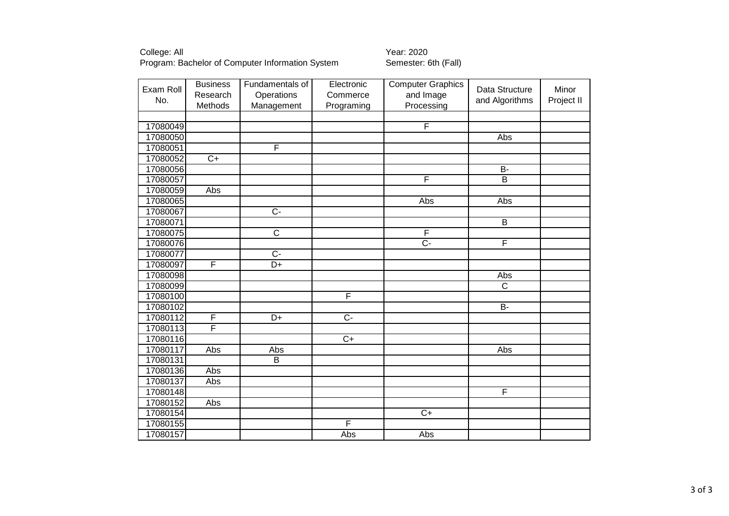College: All
Program: Bachelor of Computer Information System

Year: 2020
Semester: 6th (Fall)

| Exam Roll No. | Business Research Methods | Fundamentals of Operations Management | Electronic Commerce Programing | Computer Graphics and Image Processing | Data Structure and Algorithms | Minor Project II |
|---|---|---|---|---|---|---|
| | | | | | | |
| 17080049 | | | | F | | |
| 17080050 | | | | | Abs | |
| 17080051 | | F | | | | |
| 17080052 | C+ | | | | | |
| 17080056 | | | | | B- | |
| 17080057 | | | | F | B | |
| 17080059 | Abs | | | | | |
| 17080065 | | | | Abs | Abs | |
| 17080067 | | C- | | | | |
| 17080071 | | | | | B | |
| 17080075 | | C | | F | | |
| 17080076 | | | | C- | F | |
| 17080077 | | C- | | | | |
| 17080097 | F | D+ | | | | |
| 17080098 | | | | | Abs | |
| 17080099 | | | | | C | |
| 17080100 | | | F | | | |
| 17080102 | | | | | B- | |
| 17080112 | F | D+ | C- | | | |
| 17080113 | F | | | | | |
| 17080116 | | | C+ | | | |
| 17080117 | Abs | Abs | | | Abs | |
| 17080131 | | B | | | | |
| 17080136 | Abs | | | | | |
| 17080137 | Abs | | | | | |
| 17080148 | | | | | F | |
| 17080152 | Abs | | | | | |
| 17080154 | | | | C+ | | |
| 17080155 | | | F | | | |
| 17080157 | | | Abs | Abs | | |